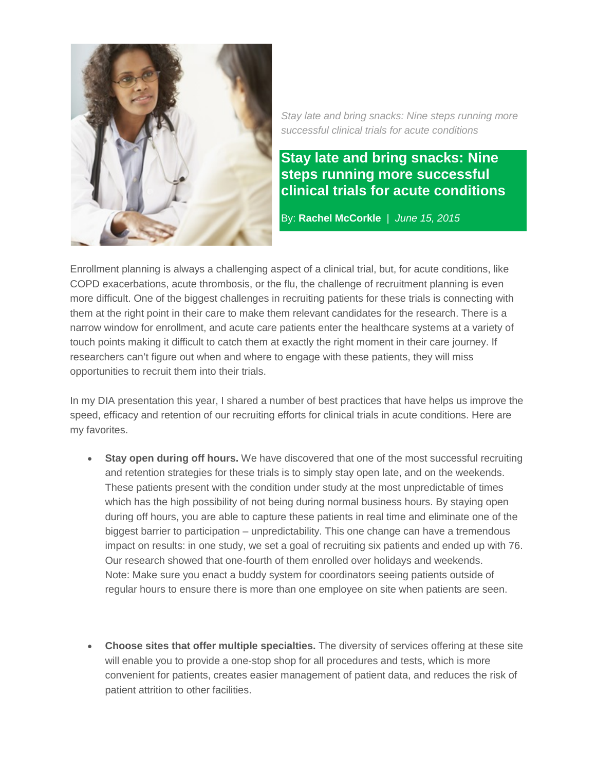*Stay late and bring snacks: Nine steps running more successful clinical trials for acute conditions*

# Stay late and bring snacks: Nine steps running more successful clinical trials for acute conditions

By: **Rachel McCorkle** | *June 15, 2015*

Enrollment planning is always a challenging aspect of a clinical trial, but, for acute conditions, like COPD exacerbations, acute thrombosis, or the flu, the challenge of recruitment planning is even more difficult. One of the biggest challenges in recruiting patients for these trials is connecting with them at the right point in their care to make them relevant candidates for the research. There is a narrow window for enrollment, and acute care patients enter the healthcare systems at a variety of touch points making it difficult to catch them at exactly the right moment in their care journey. If researchers can't figure out when and where to engage with these patients, they will miss opportunities to recruit them into their trials.

In my DIA presentation this year, I shared a number of best practices that have helps us improve the speed, efficacy and retention of our recruiting efforts for clinical trials in acute conditions. Here are my favorites.

- **Stay open during off hours.** We have discovered that one of the most successful recruiting and retention strategies for these trials is to simply stay open late, and on the weekends. These patients present with the condition under study at the most unpredictable of times which has the high possibility of not being during normal business hours. By staying open during off hours, you are able to capture these patients in real time and eliminate one of the biggest barrier to participation – unpredictability. This one change can have a tremendous impact on results: in one study, we set a goal of recruiting six patients and ended up with 76. Our research showed that one-fourth of them enrolled over holidays and weekends. Note: Make sure you enact a buddy system for coordinators seeing patients outside of regular hours to ensure there is more than one employee on site when patients are seen.

- **Choose sites that offer multiple specialties.** The diversity of services offering at these site will enable you to provide a one-stop shop for all procedures and tests, which is more convenient for patients, creates easier management of patient data, and reduces the risk of patient attrition to other facilities.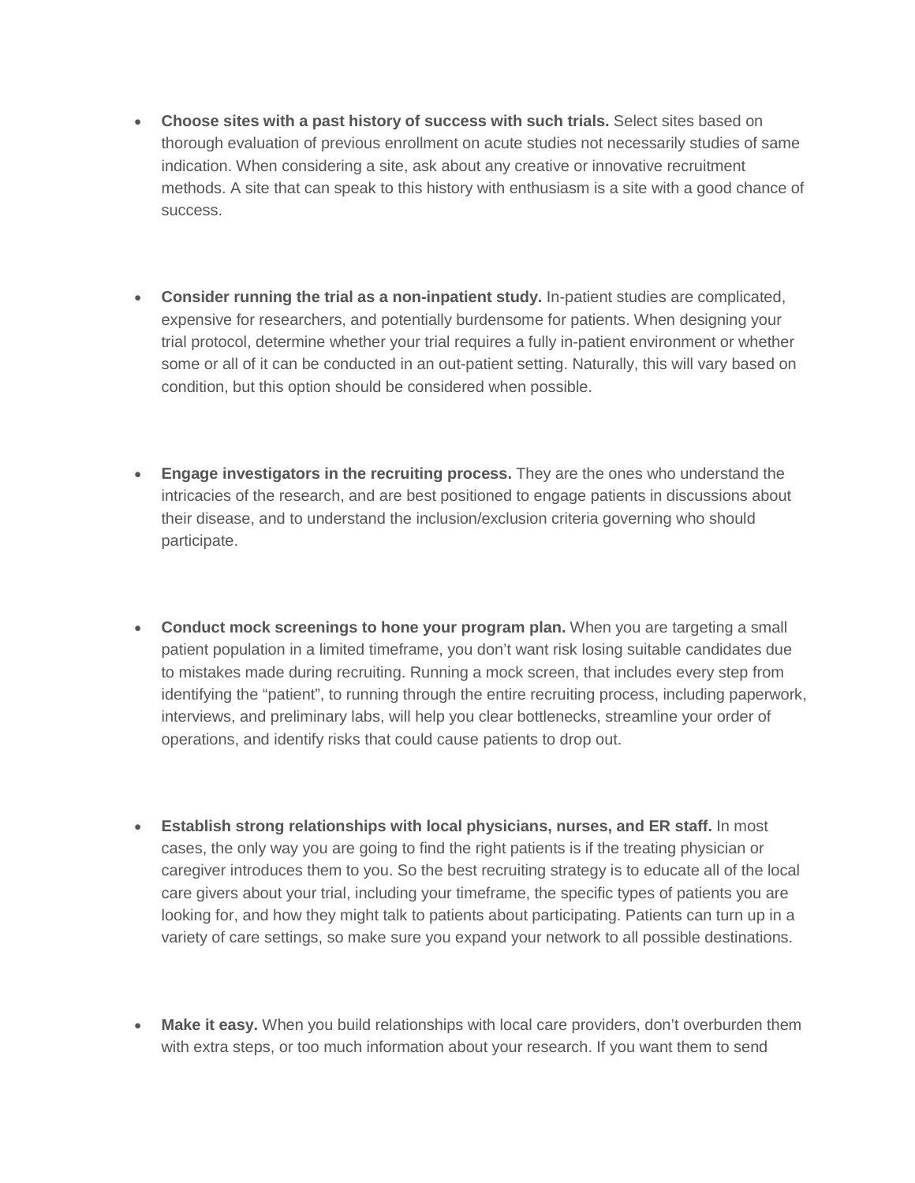- **Choose sites with a past history of success with such trials.** Select sites based on thorough evaluation of previous enrollment on acute studies not necessarily studies of same indication. When considering a site, ask about any creative or innovative recruitment methods. A site that can speak to this history with enthusiasm is a site with a good chance of success.

- **Consider running the trial as a non-inpatient study.** In-patient studies are complicated, expensive for researchers, and potentially burdensome for patients. When designing your trial protocol, determine whether your trial requires a fully in-patient environment or whether some or all of it can be conducted in an out-patient setting. Naturally, this will vary based on condition, but this option should be considered when possible.

- **Engage investigators in the recruiting process.** They are the ones who understand the intricacies of the research, and are best positioned to engage patients in discussions about their disease, and to understand the inclusion/exclusion criteria governing who should participate.

- **Conduct mock screenings to hone your program plan.** When you are targeting a small patient population in a limited timeframe, you don't want risk losing suitable candidates due to mistakes made during recruiting. Running a mock screen, that includes every step from identifying the "patient", to running through the entire recruiting process, including paperwork, interviews, and preliminary labs, will help you clear bottlenecks, streamline your order of operations, and identify risks that could cause patients to drop out.

- **Establish strong relationships with local physicians, nurses, and ER staff.** In most cases, the only way you are going to find the right patients is if the treating physician or caregiver introduces them to you. So the best recruiting strategy is to educate all of the local care givers about your trial, including your timeframe, the specific types of patients you are looking for, and how they might talk to patients about participating. Patients can turn up in a variety of care settings, so make sure you expand your network to all possible destinations.

- **Make it easy.** When you build relationships with local care providers, don't overburden them with extra steps, or too much information about your research. If you want them to send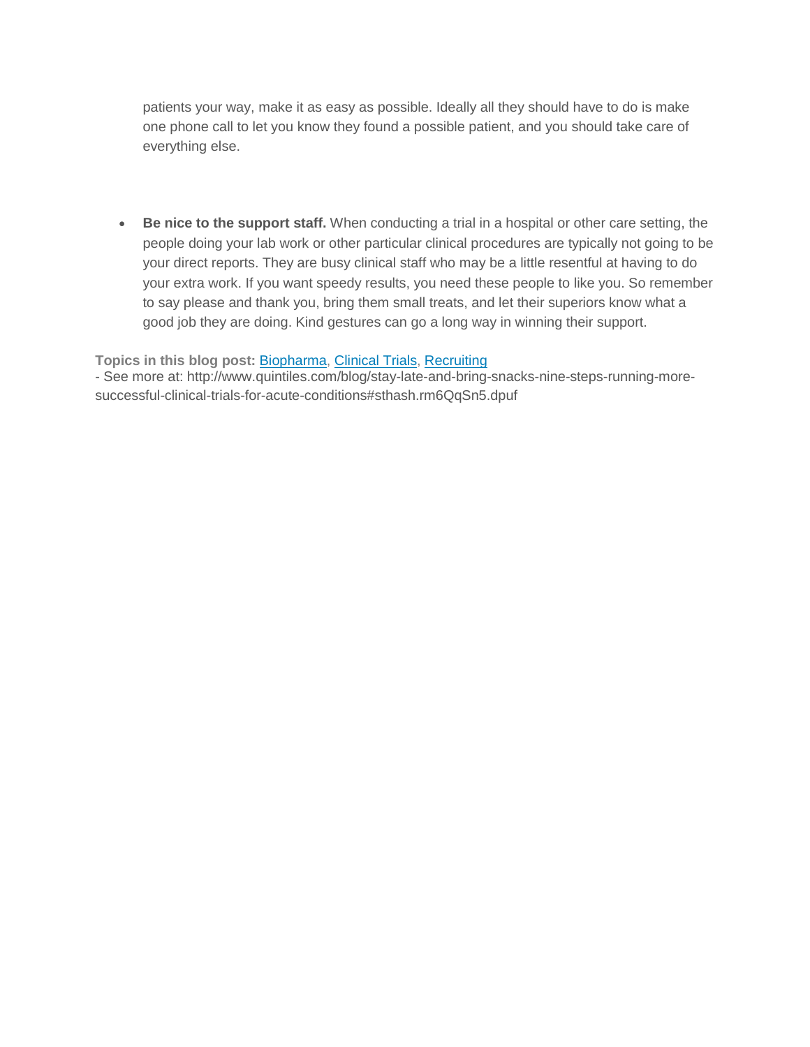patients your way, make it as easy as possible. Ideally all they should have to do is make one phone call to let you know they found a possible patient, and you should take care of everything else.

- **Be nice to the support staff.** When conducting a trial in a hospital or other care setting, the people doing your lab work or other particular clinical procedures are typically not going to be your direct reports. They are busy clinical staff who may be a little resentful at having to do your extra work. If you want speedy results, you need these people to like you. So remember to say please and thank you, bring them small treats, and let their superiors know what a good job they are doing. Kind gestures can go a long way in winning their support.

**Topics in this blog post:** Biopharma, Clinical Trials, Recruiting
- See more at: http://www.quintiles.com/blog/stay-late-and-bring-snacks-nine-steps-running-more-successful-clinical-trials-for-acute-conditions#sthash.rm6QqSn5.dpuf